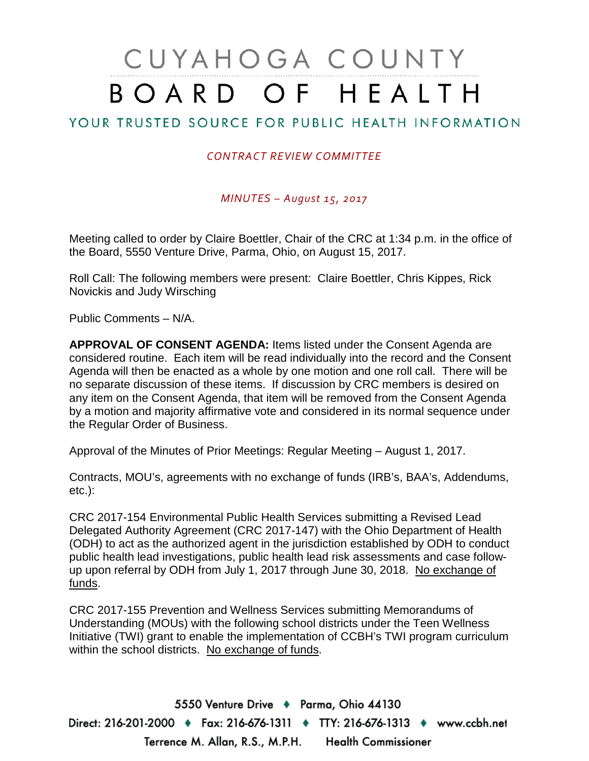# CUYAHOGA COUNTY BOARD OF HEALTH

## YOUR TRUSTED SOURCE FOR PUBLIC HEALTH INFORMATION

*CONTRACT REVIEW COMMITTEE*

*MINUTES – August 15, 2017*

Meeting called to order by Claire Boettler, Chair of the CRC at 1:34 p.m. in the office of the Board, 5550 Venture Drive, Parma, Ohio, on August 15, 2017.

Roll Call: The following members were present: Claire Boettler, Chris Kippes, Rick Novickis and Judy Wirsching

Public Comments – N/A.

**APPROVAL OF CONSENT AGENDA:** Items listed under the Consent Agenda are considered routine. Each item will be read individually into the record and the Consent Agenda will then be enacted as a whole by one motion and one roll call. There will be no separate discussion of these items. If discussion by CRC members is desired on any item on the Consent Agenda, that item will be removed from the Consent Agenda by a motion and majority affirmative vote and considered in its normal sequence under the Regular Order of Business.

Approval of the Minutes of Prior Meetings: Regular Meeting – August 1, 2017.

Contracts, MOU's, agreements with no exchange of funds (IRB's, BAA's, Addendums, etc.):

CRC 2017-154 Environmental Public Health Services submitting a Revised Lead Delegated Authority Agreement (CRC 2017-147) with the Ohio Department of Health (ODH) to act as the authorized agent in the jurisdiction established by ODH to conduct public health lead investigations, public health lead risk assessments and case follow-up upon referral by ODH from July 1, 2017 through June 30, 2018. No exchange of funds.

CRC 2017-155 Prevention and Wellness Services submitting Memorandums of Understanding (MOUs) with the following school districts under the Teen Wellness Initiative (TWI) grant to enable the implementation of CCBH's TWI program curriculum within the school districts. No exchange of funds.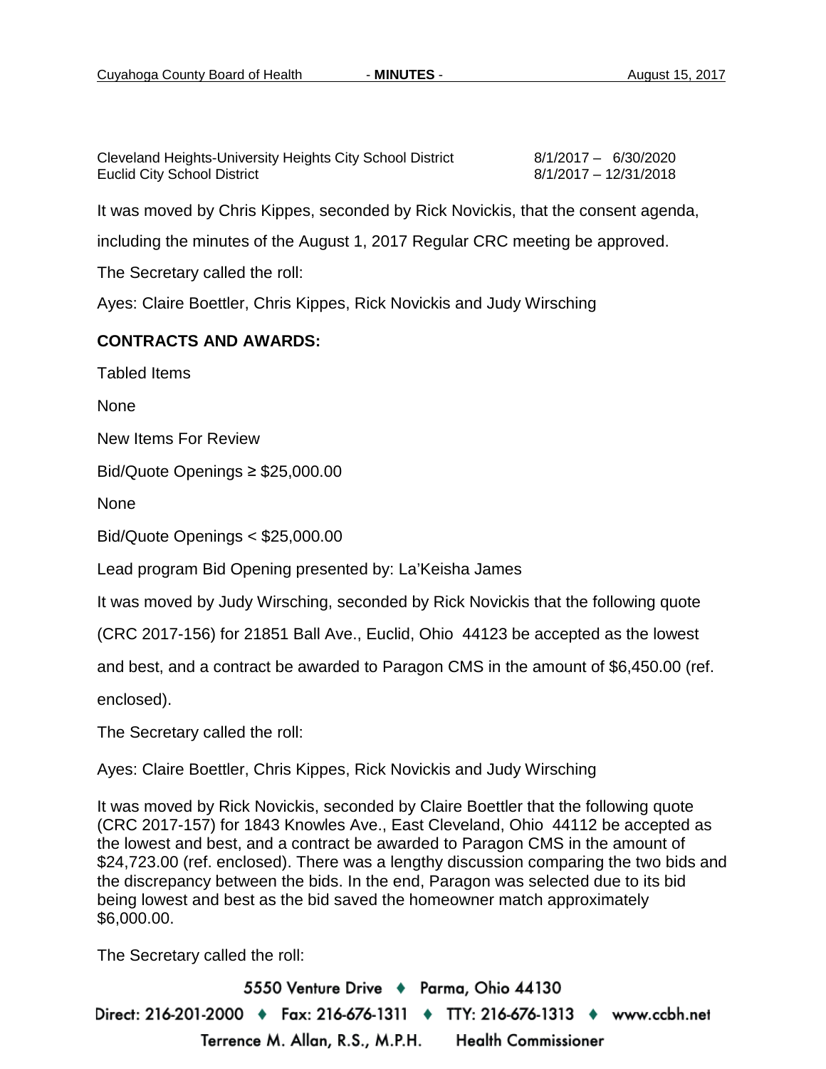| | |
|---|---|
| Cleveland Heights-University Heights City School District | 8/1/2017 – 6/30/2020 |
| Euclid City School District | 8/1/2017 – 12/31/2018 |

It was moved by Chris Kippes, seconded by Rick Novickis, that the consent agenda, including the minutes of the August 1, 2017 Regular CRC meeting be approved.

The Secretary called the roll:

Ayes: Claire Boettler, Chris Kippes, Rick Novickis and Judy Wirsching

**CONTRACTS AND AWARDS:**

Tabled Items

None

New Items For Review

Bid/Quote Openings ≥ $25,000.00

None

Bid/Quote Openings < $25,000.00

Lead program Bid Opening presented by: La'Keisha James

It was moved by Judy Wirsching, seconded by Rick Novickis that the following quote (CRC 2017-156) for 21851 Ball Ave., Euclid, Ohio 44123 be accepted as the lowest and best, and a contract be awarded to Paragon CMS in the amount of $6,450.00 (ref. enclosed).

The Secretary called the roll:

Ayes: Claire Boettler, Chris Kippes, Rick Novickis and Judy Wirsching

It was moved by Rick Novickis, seconded by Claire Boettler that the following quote (CRC 2017-157) for 1843 Knowles Ave., East Cleveland, Ohio 44112 be accepted as the lowest and best, and a contract be awarded to Paragon CMS in the amount of $24,723.00 (ref. enclosed). There was a lengthy discussion comparing the two bids and the discrepancy between the bids. In the end, Paragon was selected due to its bid being lowest and best as the bid saved the homeowner match approximately $6,000.00.

The Secretary called the roll: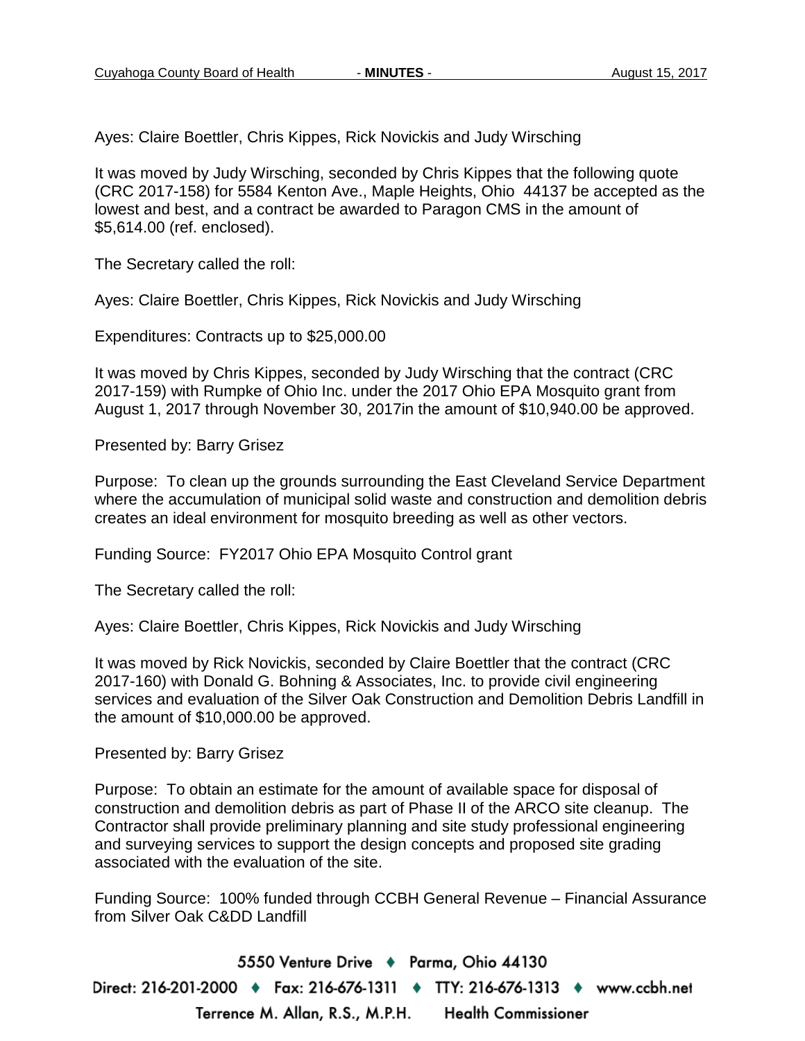Ayes: Claire Boettler, Chris Kippes, Rick Novickis and Judy Wirsching

It was moved by Judy Wirsching, seconded by Chris Kippes that the following quote (CRC 2017-158) for 5584 Kenton Ave., Maple Heights, Ohio 44137 be accepted as the lowest and best, and a contract be awarded to Paragon CMS in the amount of $5,614.00 (ref. enclosed).

The Secretary called the roll:

Ayes: Claire Boettler, Chris Kippes, Rick Novickis and Judy Wirsching

Expenditures: Contracts up to $25,000.00

It was moved by Chris Kippes, seconded by Judy Wirsching that the contract (CRC 2017-159) with Rumpke of Ohio Inc. under the 2017 Ohio EPA Mosquito grant from August 1, 2017 through November 30, 2017in the amount of $10,940.00 be approved.

Presented by: Barry Grisez

Purpose: To clean up the grounds surrounding the East Cleveland Service Department where the accumulation of municipal solid waste and construction and demolition debris creates an ideal environment for mosquito breeding as well as other vectors.

Funding Source: FY2017 Ohio EPA Mosquito Control grant

The Secretary called the roll:

Ayes: Claire Boettler, Chris Kippes, Rick Novickis and Judy Wirsching

It was moved by Rick Novickis, seconded by Claire Boettler that the contract (CRC 2017-160) with Donald G. Bohning & Associates, Inc. to provide civil engineering services and evaluation of the Silver Oak Construction and Demolition Debris Landfill in the amount of $10,000.00 be approved.

Presented by: Barry Grisez

Purpose: To obtain an estimate for the amount of available space for disposal of construction and demolition debris as part of Phase II of the ARCO site cleanup. The Contractor shall provide preliminary planning and site study professional engineering and surveying services to support the design concepts and proposed site grading associated with the evaluation of the site.

Funding Source: 100% funded through CCBH General Revenue – Financial Assurance from Silver Oak C&DD Landfill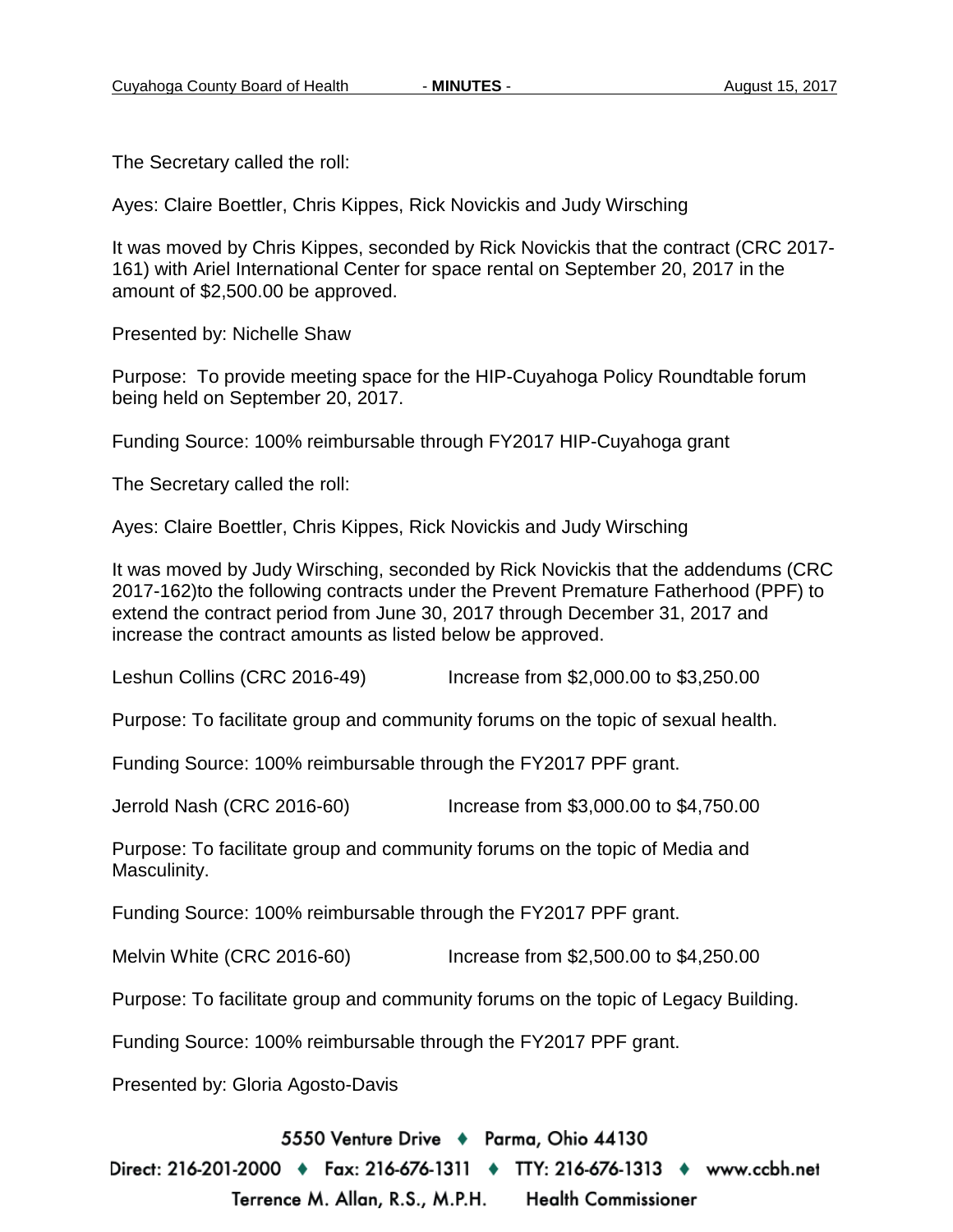The Secretary called the roll:

Ayes: Claire Boettler, Chris Kippes, Rick Novickis and Judy Wirsching

It was moved by Chris Kippes, seconded by Rick Novickis that the contract (CRC 2017-161) with Ariel International Center for space rental on September 20, 2017 in the amount of $2,500.00 be approved.

Presented by: Nichelle Shaw

Purpose: To provide meeting space for the HIP-Cuyahoga Policy Roundtable forum being held on September 20, 2017.

Funding Source: 100% reimbursable through FY2017 HIP-Cuyahoga grant

The Secretary called the roll:

Ayes: Claire Boettler, Chris Kippes, Rick Novickis and Judy Wirsching

It was moved by Judy Wirsching, seconded by Rick Novickis that the addendums (CRC 2017-162)to the following contracts under the Prevent Premature Fatherhood (PPF) to extend the contract period from June 30, 2017 through December 31, 2017 and increase the contract amounts as listed below be approved.

Leshun Collins (CRC 2016-49) Increase from $2,000.00 to $3,250.00

Purpose: To facilitate group and community forums on the topic of sexual health.

Funding Source: 100% reimbursable through the FY2017 PPF grant.

Jerrold Nash (CRC 2016-60) Increase from $3,000.00 to $4,750.00

Purpose: To facilitate group and community forums on the topic of Media and Masculinity.

Funding Source: 100% reimbursable through the FY2017 PPF grant.

Melvin White (CRC 2016-60) Increase from $2,500.00 to $4,250.00

Purpose: To facilitate group and community forums on the topic of Legacy Building.

Funding Source: 100% reimbursable through the FY2017 PPF grant.

Presented by: Gloria Agosto-Davis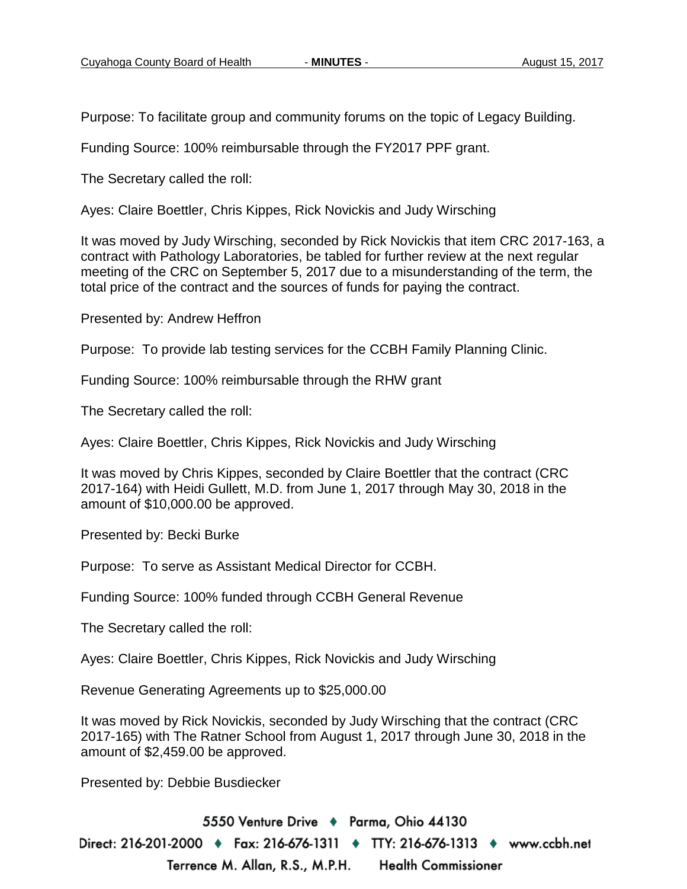Purpose: To facilitate group and community forums on the topic of Legacy Building.

Funding Source: 100% reimbursable through the FY2017 PPF grant.

The Secretary called the roll:

Ayes: Claire Boettler, Chris Kippes, Rick Novickis and Judy Wirsching

It was moved by Judy Wirsching, seconded by Rick Novickis that item CRC 2017-163, a contract with Pathology Laboratories, be tabled for further review at the next regular meeting of the CRC on September 5, 2017 due to a misunderstanding of the term, the total price of the contract and the sources of funds for paying the contract.

Presented by: Andrew Heffron

Purpose: To provide lab testing services for the CCBH Family Planning Clinic.

Funding Source: 100% reimbursable through the RHW grant

The Secretary called the roll:

Ayes: Claire Boettler, Chris Kippes, Rick Novickis and Judy Wirsching

It was moved by Chris Kippes, seconded by Claire Boettler that the contract (CRC 2017-164) with Heidi Gullett, M.D. from June 1, 2017 through May 30, 2018 in the amount of $10,000.00 be approved.

Presented by: Becki Burke

Purpose: To serve as Assistant Medical Director for CCBH.

Funding Source: 100% funded through CCBH General Revenue

The Secretary called the roll:

Ayes: Claire Boettler, Chris Kippes, Rick Novickis and Judy Wirsching

Revenue Generating Agreements up to $25,000.00

It was moved by Rick Novickis, seconded by Judy Wirsching that the contract (CRC 2017-165) with The Ratner School from August 1, 2017 through June 30, 2018 in the amount of $2,459.00 be approved.

Presented by: Debbie Busdiecker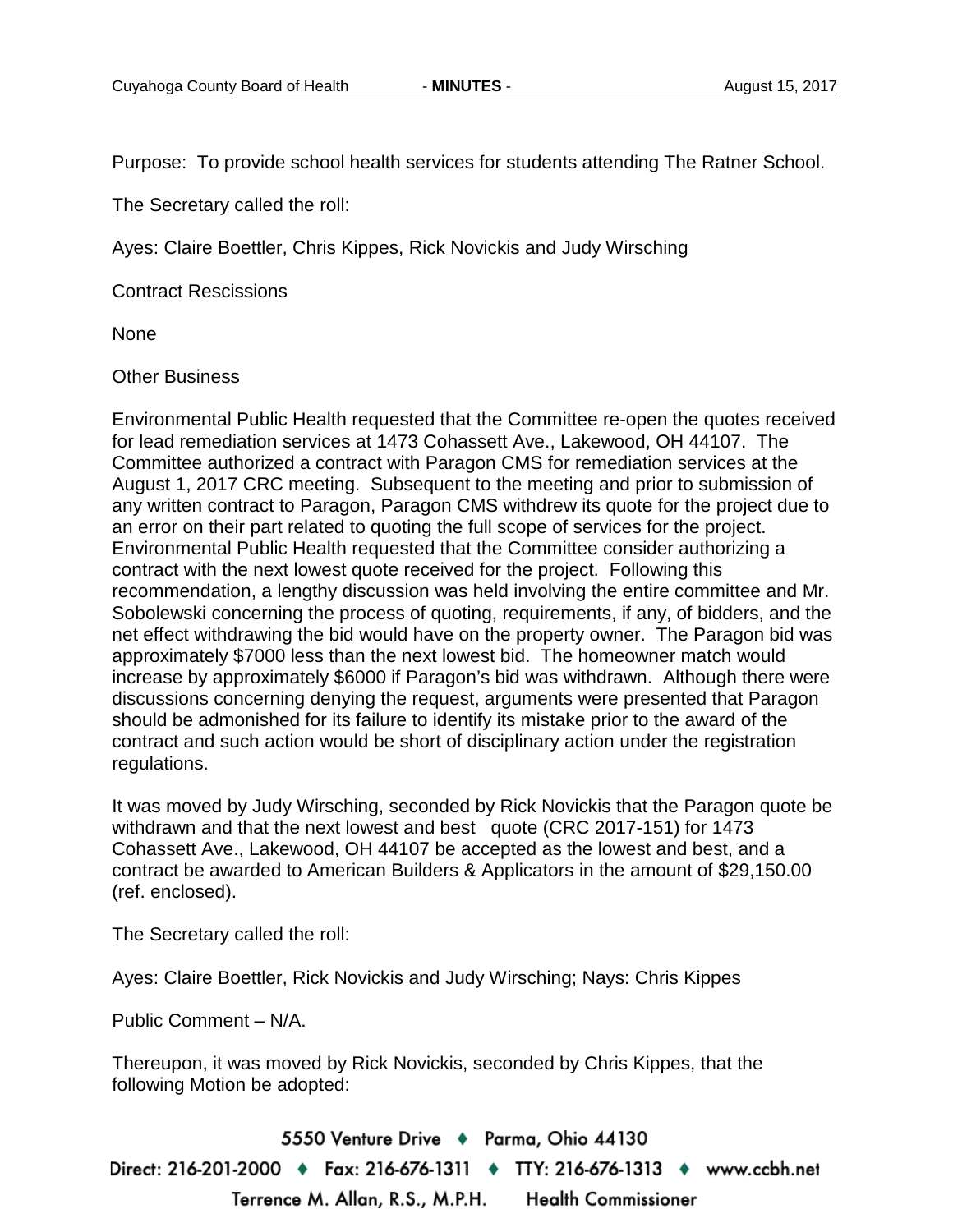Purpose: To provide school health services for students attending The Ratner School.

The Secretary called the roll:

Ayes: Claire Boettler, Chris Kippes, Rick Novickis and Judy Wirsching

Contract Rescissions

None

Other Business

Environmental Public Health requested that the Committee re-open the quotes received for lead remediation services at 1473 Cohassett Ave., Lakewood, OH 44107. The Committee authorized a contract with Paragon CMS for remediation services at the August 1, 2017 CRC meeting. Subsequent to the meeting and prior to submission of any written contract to Paragon, Paragon CMS withdrew its quote for the project due to an error on their part related to quoting the full scope of services for the project. Environmental Public Health requested that the Committee consider authorizing a contract with the next lowest quote received for the project. Following this recommendation, a lengthy discussion was held involving the entire committee and Mr. Sobolewski concerning the process of quoting, requirements, if any, of bidders, and the net effect withdrawing the bid would have on the property owner. The Paragon bid was approximately $7000 less than the next lowest bid. The homeowner match would increase by approximately $6000 if Paragon's bid was withdrawn. Although there were discussions concerning denying the request, arguments were presented that Paragon should be admonished for its failure to identify its mistake prior to the award of the contract and such action would be short of disciplinary action under the registration regulations.

It was moved by Judy Wirsching, seconded by Rick Novickis that the Paragon quote be withdrawn and that the next lowest and best quote (CRC 2017-151) for 1473 Cohassett Ave., Lakewood, OH 44107 be accepted as the lowest and best, and a contract be awarded to American Builders & Applicators in the amount of $29,150.00 (ref. enclosed).

The Secretary called the roll:

Ayes: Claire Boettler, Rick Novickis and Judy Wirsching; Nays: Chris Kippes

Public Comment – N/A.

Thereupon, it was moved by Rick Novickis, seconded by Chris Kippes, that the following Motion be adopted: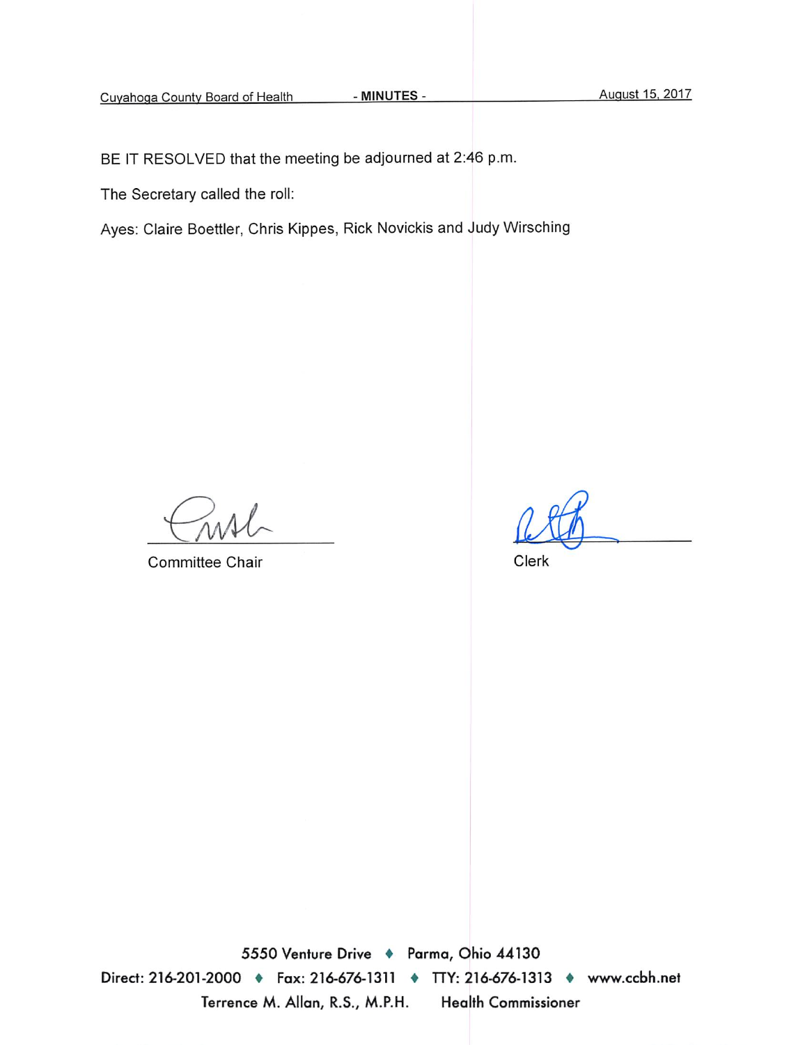BE IT RESOLVED that the meeting be adjourned at 2:46 p.m.

The Secretary called the roll:

Ayes: Claire Boettler, Chris Kippes, Rick Novickis and Judy Wirsching

Committee Chair

Clerk

5550 Venture Drive ♦ Parma, Ohio 44130

Direct: 216-201-2000 ♦ Fax: 216-676-1311 ♦ TTY: 216-676-1313 ♦ www.ccbh.net

Terrence M. Allan, R.S., M.P.H. Health Commissioner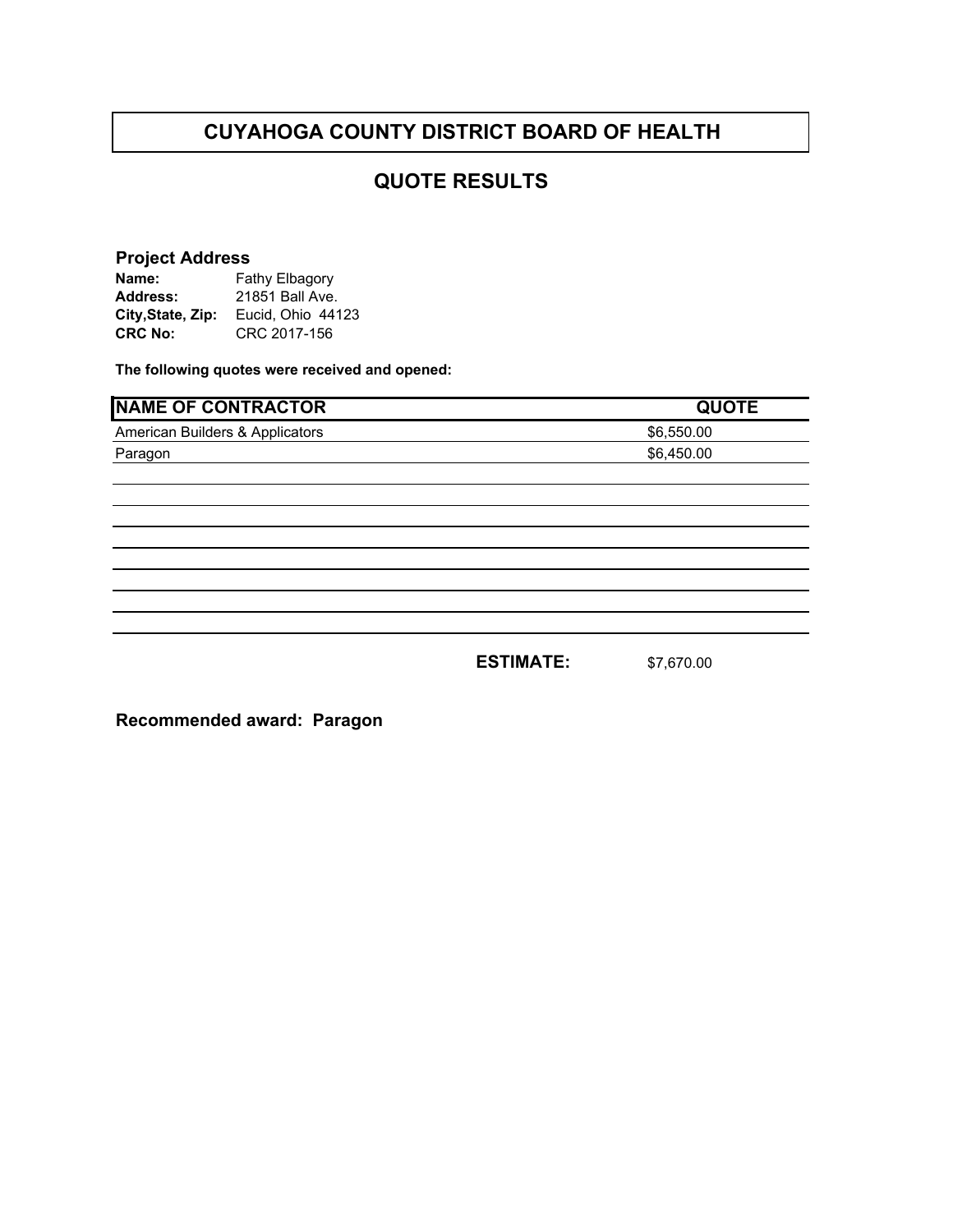# CUYAHOGA COUNTY DISTRICT BOARD OF HEALTH

## QUOTE RESULTS

**Project Address**

**Name:** Fathy Elbagory
**Address:** 21851 Ball Ave.
**City,State, Zip:** Eucid, Ohio 44123
**CRC No:** CRC 2017-156

**The following quotes were received and opened:**

| NAME OF CONTRACTOR | QUOTE |
|---|---|
| American Builders & Applicators | $6,550.00 |
| Paragon | $6,450.00 |
| | |
| | |
| | |
| | |
| | |
| | |
| | |
| **ESTIMATE:** | $7,670.00 |

**Recommended award: Paragon**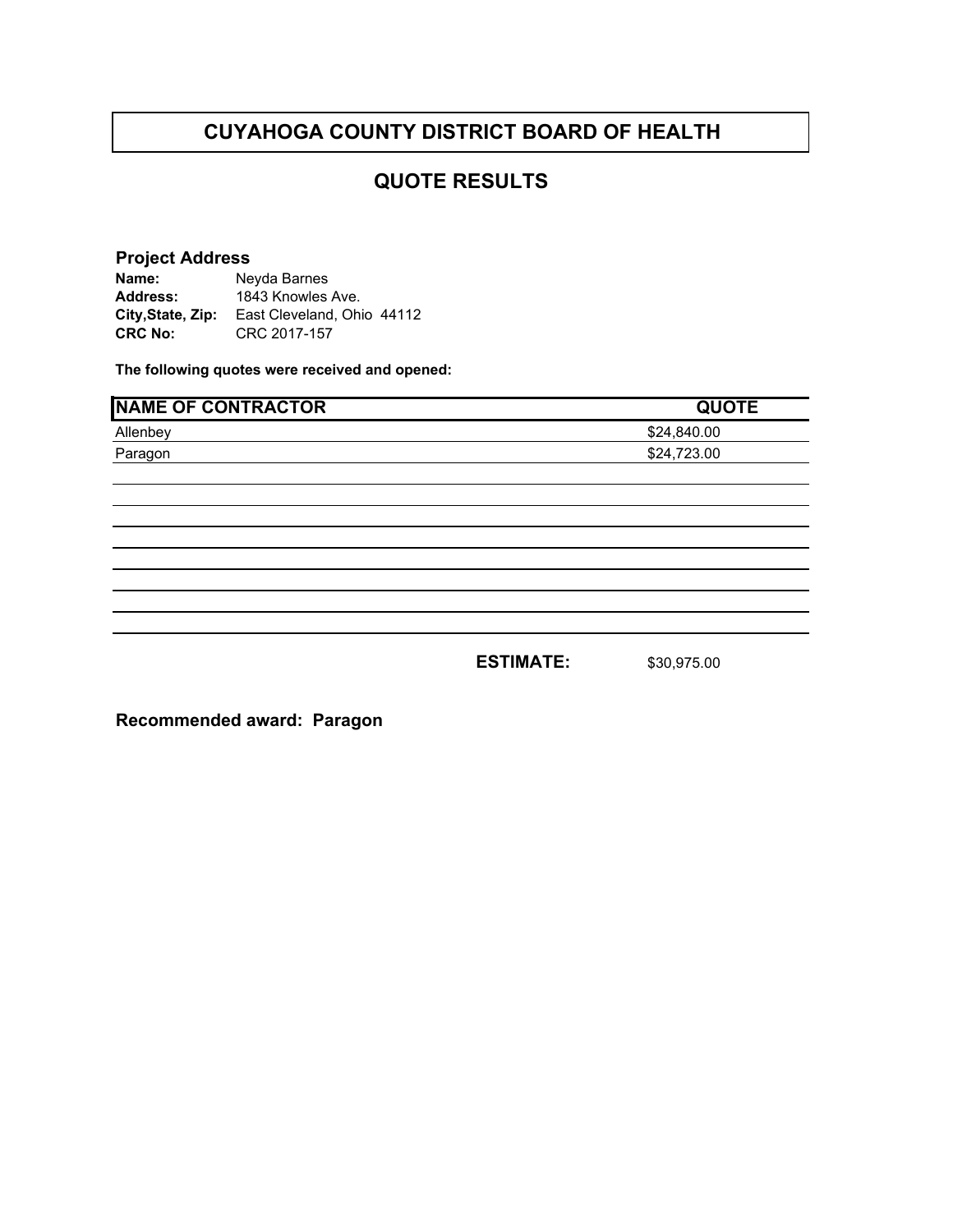# CUYAHOGA COUNTY DISTRICT BOARD OF HEALTH

## QUOTE RESULTS

**Project Address**

**Name:** Neyda Barnes
**Address:** 1843 Knowles Ave.
**City,State, Zip:** East Cleveland, Ohio 44112
**CRC No:** CRC 2017-157

**The following quotes were received and opened:**

| NAME OF CONTRACTOR | QUOTE |
|---|---|
| Allenbey | $24,840.00 |
| Paragon | $24,723.00 |

**ESTIMATE:** $30,975.00

**Recommended award: Paragon**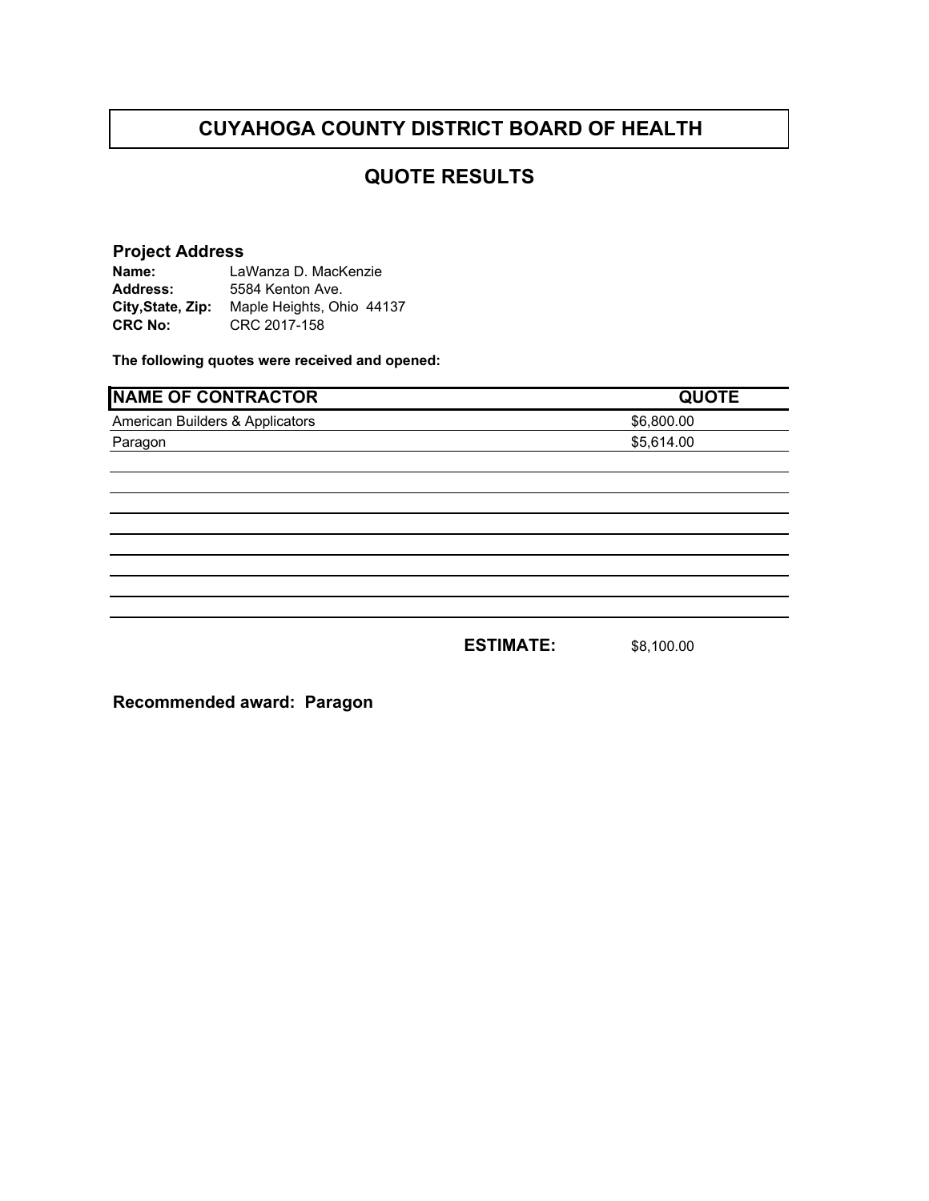# CUYAHOGA COUNTY DISTRICT BOARD OF HEALTH

## QUOTE RESULTS

**Project Address**

**Name:** LaWanza D. MacKenzie
**Address:** 5584 Kenton Ave.
**City,State, Zip:** Maple Heights, Ohio 44137
**CRC No:** CRC 2017-158

**The following quotes were received and opened:**

| NAME OF CONTRACTOR | QUOTE |
|---|---|
| American Builders & Applicators | $6,800.00 |
| Paragon | $5,614.00 |

**ESTIMATE:** $8,100.00

**Recommended award: Paragon**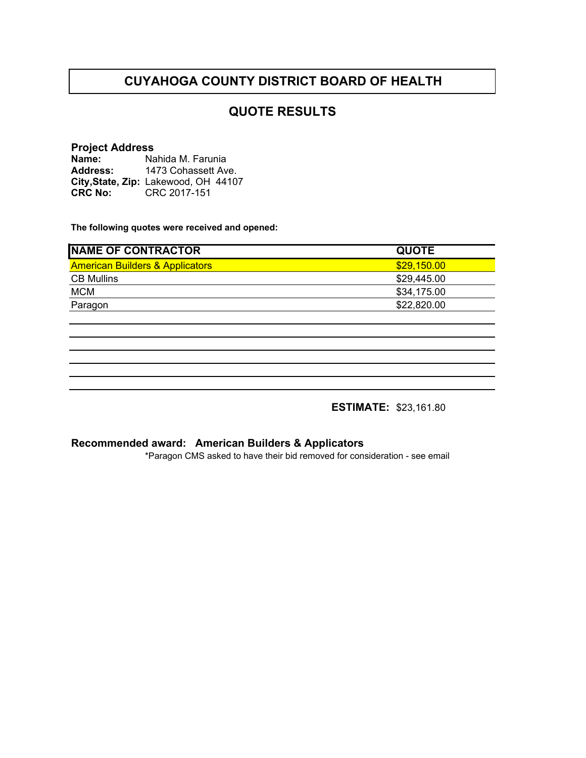# CUYAHOGA COUNTY DISTRICT BOARD OF HEALTH

## QUOTE RESULTS

**Project Address**

**Name:** Nahida M. Farunia
**Address:** 1473 Cohassett Ave.
**City,State, Zip:** Lakewood, OH 44107
**CRC No:** CRC 2017-151

**The following quotes were received and opened:**

| NAME OF CONTRACTOR | QUOTE |
|---|---|
| American Builders & Applicators | $29,150.00 |
| CB Mullins | $29,445.00 |
| MCM | $34,175.00 |
| Paragon | $22,820.00 |

**ESTIMATE:** $23,161.80

**Recommended award: American Builders & Applicators**

*Paragon CMS asked to have their bid removed for consideration - see email